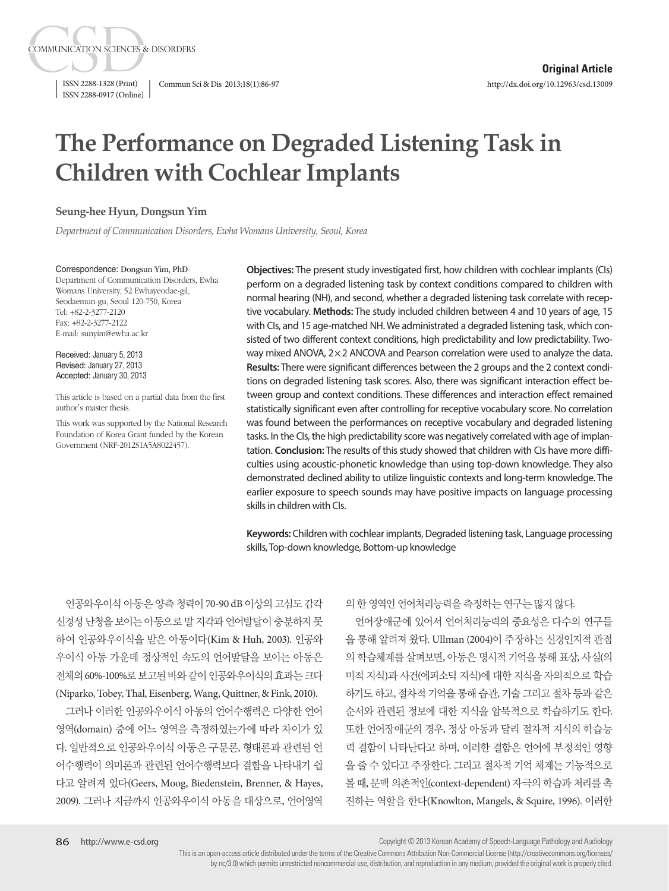**Original Article**

# The Performance on Degraded Listening Task in Children with Cochlear Implants

**Seung-hee Hyun, Dongsun Yim**

*Department of Communication Disorders, Ewha Womans University, Seoul, Korea*

Correspondence: Dongsun Yim, PhD
Department of Communication Disorders, Ewha Womans University, 52 Ewhayeodae-gil, Seodaemun-gu, Seoul 120-750, Korea
Tel: +82-2-3277-2120
Fax: +82-2-3277-2122
E-mail: sunyim@ewha.ac.kr

Received: January 5, 2013
Revised: January 27, 2013
Accepted: January 30, 2013

This article is based on a partial data from the first author's master thesis.

This work was supported by the National Research Foundation of Korea Grant funded by the Korean Government (NRF-2012S1A5A8022457).

**Objectives:** The present study investigated first, how children with cochlear implants (CIs) perform on a degraded listening task by context conditions compared to children with normal hearing (NH), and second, whether a degraded listening task correlate with receptive vocabulary. **Methods:** The study included children between 4 and 10 years of age, 15 with CIs, and 15 age-matched NH. We administrated a degraded listening task, which consisted of two different context conditions, high predictability and low predictability. Two-way mixed ANOVA, 2×2 ANCOVA and Pearson correlation were used to analyze the data. **Results:** There were significant differences between the 2 groups and the 2 context conditions on degraded listening task scores. Also, there was significant interaction effect between group and context conditions. These differences and interaction effect remained statistically significant even after controlling for receptive vocabulary score. No correlation was found between the performances on receptive vocabulary and degraded listening tasks. In the CIs, the high predictability score was negatively correlated with age of implantation. **Conclusion:** The results of this study showed that children with CIs have more difficulties using acoustic-phonetic knowledge than using top-down knowledge. They also demonstrated declined ability to utilize linguistic contexts and long-term knowledge. The earlier exposure to speech sounds may have positive impacts on language processing skills in children with CIs.

**Keywords:** Children with cochlear implants, Degraded listening task, Language processing skills, Top-down knowledge, Bottom-up knowledge

인공와우이식 아동은 양측 청력이 70-90 dB 이상의 고심도 감각신경성 난청을 보이는 아동으로 말 지각과 언어발달이 충분하지 못하여 인공와우이식을 받은 아동이다(Kim & Huh, 2003). 인공와우이식 아동 가운데 정상적인 속도의 언어발달을 보이는 아동은 전체의 60%-100%로 보고된 바와 같이 인공와우이식의 효과는 크다(Niparko, Tobey, Thal, Eisenberg, Wang, Quittner, & Fink, 2010).

그러나 이러한 인공와우이식 아동의 언어수행력은 다양한 언어영역(domain) 중에 어느 영역을 측정하였는가에 따라 차이가 있다. 일반적으로 인공와우이식 아동은 구문론, 형태론과 관련된 언어수행력이 의미론과 관련된 언어수행력보다 결함을 나타내기 쉽다고 알려져 있다(Geers, Moog, Biedenstein, Brenner, & Hayes, 2009). 그러나 지금까지 인공와우이식 아동을 대상으로, 언어영역의 한 영역인 언어처리능력을 측정하는 연구는 많지 않다.

언어장애군에 있어서 언어처리능력의 중요성은 다수의 연구들을 통해 알려져 왔다. Ullman (2004)이 주장하는 신경인지적 관점의 학습체계를 살펴보면, 아동은 명시적 기억을 통해 표상, 사실(의미적 지식)과 사건(에피소딕 지식)에 대한 지식을 자의적으로 학습하기도 하고, 절차적 기억을 통해 습관, 기술 그리고 절차 등과 같은 순서와 관련된 정보에 대한 지식을 암묵적으로 학습하기도 한다. 또한 언어장애군의 경우, 정상 아동과 달리 절차적 지식의 학습능력 결함이 나타난다고 하며, 이러한 결함은 언어에 부정적인 영향을 줄 수 있다고 주장한다. 그리고 절차적 기억 체계는 기능적으로 볼 때, 문맥 의존적인(context-dependent) 자극의 학습과 처리를 촉진하는 역할을 한다(Knowlton, Mangels, & Squire, 1996). 이러한

Copyright © 2013 Korean Academy of Speech-Language Pathology and Audiology

This is an open-access article distributed under the terms of the Creative Commons Attribution Non-Commercial License (http://creativecommons.org/licenses/by-nc/3.0) which permits unrestricted noncommercial use, distribution, and reproduction in any medium, provided the original work is properly cited.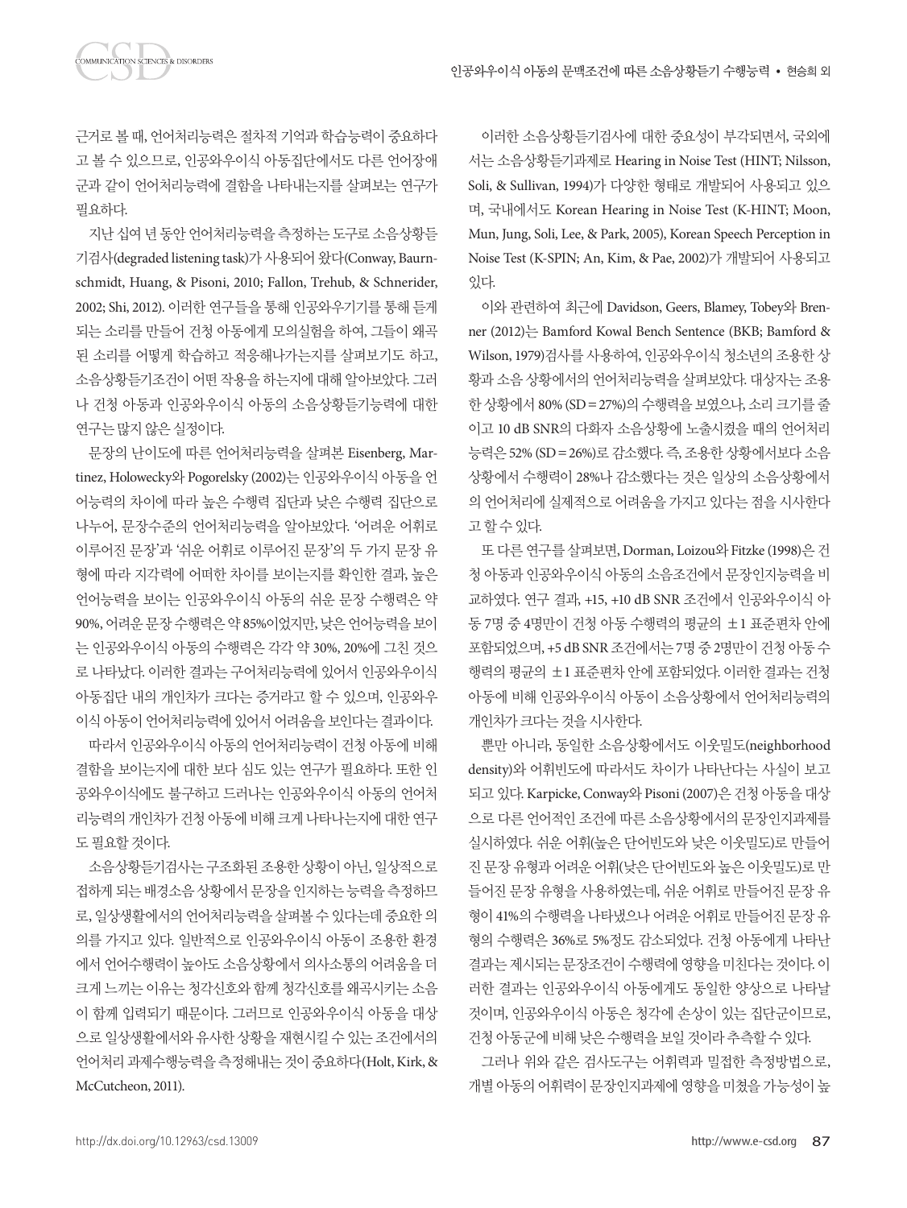근거로 볼 때, 언어처리능력은 절차적 기억과 학습능력이 중요하다고 볼 수 있으므로, 인공와우이식 아동집단에서도 다른 언어장애군과 같이 언어처리능력에 결함을 나타내는지를 살펴보는 연구가 필요하다.

지난 십여 년 동안 언어처리능력을 측정하는 도구로 소음상황듣기검사(degraded listening task)가 사용되어 왔다(Conway, Baurnschmidt, Huang, & Pisoni, 2010; Fallon, Trehub, & Schnerider, 2002; Shi, 2012). 이러한 연구들을 통해 인공와우기기를 통해 듣게 되는 소리를 만들어 건청 아동에게 모의실험을 하여, 그들이 왜곡된 소리를 어떻게 학습하고 적응해나가는지를 살펴보기도 하고, 소음상황듣기조건이 어떤 작용을 하는지에 대해 알아보았다. 그러나 건청 아동과 인공와우이식 아동의 소음상황듣기능력에 대한 연구는 많지 않은 실정이다.

문장의 난이도에 따른 언어처리능력을 살펴본 Eisenberg, Martinez, Holowecky와 Pogorelsky (2002)는 인공와우이식 아동을 언어능력의 차이에 따라 높은 수행력 집단과 낮은 수행력 집단으로 나누어, 문장수준의 언어처리능력을 알아보았다. '어려운 어휘로 이루어진 문장'과 '쉬운 어휘로 이루어진 문장'의 두 가지 문장 유형에 따라 지각력에 어떠한 차이를 보이는지를 확인한 결과, 높은 언어능력을 보이는 인공와우이식 아동의 쉬운 문장 수행력은 약 90%, 어려운 문장 수행력은 약 85%이었지만, 낮은 언어능력을 보이는 인공와우이식 아동의 수행력은 각각 약 30%, 20%에 그친 것으로 나타났다. 이러한 결과는 구어처리능력에 있어서 인공와우이식 아동집단 내의 개인차가 크다는 증거라고 할 수 있으며, 인공와우이식 아동이 언어처리능력에 있어서 어려움을 보인다는 결과이다.

따라서 인공와우이식 아동의 언어처리능력이 건청 아동에 비해 결함을 보이는지에 대한 보다 심도 있는 연구가 필요하다. 또한 인공와우이식에도 불구하고 드러나는 인공와우이식 아동의 언어처리능력의 개인차가 건청 아동에 비해 크게 나타나는지에 대한 연구도 필요할 것이다.

소음상황듣기검사는 구조화된 조용한 상황이 아닌, 일상적으로 접하게 되는 배경소음 상황에서 문장을 인지하는 능력을 측정하므로, 일상생활에서의 언어처리능력을 살펴볼 수 있다는데 중요한 의의를 가지고 있다. 일반적으로 인공와우이식 아동이 조용한 환경에서 언어수행력이 높아도 소음상황에서 의사소통의 어려움을 더 크게 느끼는 이유는 청각신호와 함께 청각신호를 왜곡시키는 소음이 함께 입력되기 때문이다. 그러므로 인공와우이식 아동을 대상으로 일상생활에서와 유사한 상황을 재현시킬 수 있는 조건에서의 언어처리 과제수행능력을 측정해내는 것이 중요하다(Holt, Kirk, & McCutcheon, 2011).

이러한 소음상황듣기검사에 대한 중요성이 부각되면서, 국외에서는 소음상황듣기과제로 Hearing in Noise Test (HINT; Nilsson, Soli, & Sullivan, 1994)가 다양한 형태로 개발되어 사용되고 있으며, 국내에서도 Korean Hearing in Noise Test (K-HINT; Moon, Mun, Jung, Soli, Lee, & Park, 2005), Korean Speech Perception in Noise Test (K-SPIN; An, Kim, & Pae, 2002)가 개발되어 사용되고 있다.

이와 관련하여 최근에 Davidson, Geers, Blamey, Tobey와 Brenner (2012)는 Bamford Kowal Bench Sentence (BKB; Bamford & Wilson, 1979)검사를 사용하여, 인공와우이식 청소년의 조용한 상황과 소음 상황에서의 언어처리능력을 살펴보았다. 대상자는 조용한 상황에서 80% (SD = 27%)의 수행력을 보였으나, 소리 크기를 줄이고 10 dB SNR의 다화자 소음상황에 노출시켰을 때의 언어처리능력은 52% (SD = 26%)로 감소했다. 즉, 조용한 상황에서보다 소음상황에서 수행력이 28%나 감소했다는 것은 일상의 소음상황에서의 언어처리에 실제적으로 어려움을 가지고 있다는 점을 시사한다고 할 수 있다.

또 다른 연구를 살펴보면, Dorman, Loizou와 Fitzke (1998)은 건청 아동과 인공와우이식 아동의 소음조건에서 문장인지능력을 비교하였다. 연구 결과, +15, +10 dB SNR 조건에서 인공와우이식 아동 7명 중 4명만이 건청 아동 수행력의 평균의 ±1 표준편차 안에 포함되었으며, +5 dB SNR 조건에서는 7명 중 2명만이 건청 아동 수행력의 평균의 ±1 표준편차 안에 포함되었다. 이러한 결과는 건청 아동에 비해 인공와우이식 아동이 소음상황에서 언어처리능력의 개인차가 크다는 것을 시사한다.

뿐만 아니라, 동일한 소음상황에서도 이웃밀도(neighborhood density)와 어휘빈도에 따라서도 차이가 나타난다는 사실이 보고되고 있다. Karpicke, Conway와 Pisoni (2007)은 건청 아동을 대상으로 다른 언어적인 조건에 따른 소음상황에서의 문장인지과제를 실시하였다. 쉬운 어휘(높은 단어빈도와 낮은 이웃밀도)로 만들어진 문장 유형과 어려운 어휘(낮은 단어빈도와 높은 이웃밀도)로 만들어진 문장 유형을 사용하였는데, 쉬운 어휘로 만들어진 문장 유형이 41%의 수행력을 나타냈으나 어려운 어휘로 만들어진 문장 유형의 수행력은 36%로 5%정도 감소되었다. 건청 아동에게 나타난 결과는 제시되는 문장조건이 수행력에 영향을 미친다는 것이다. 이러한 결과는 인공와우이식 아동에게도 동일한 양상으로 나타날 것이며, 인공와우이식 아동은 청각에 손상이 있는 집단군이므로, 건청 아동군에 비해 낮은 수행력을 보일 것이라 추측할 수 있다.

그러나 위와 같은 검사도구는 어휘력과 밀접한 측정방법으로, 개별 아동의 어휘력이 문장인지과제에 영향을 미쳤을 가능성이 높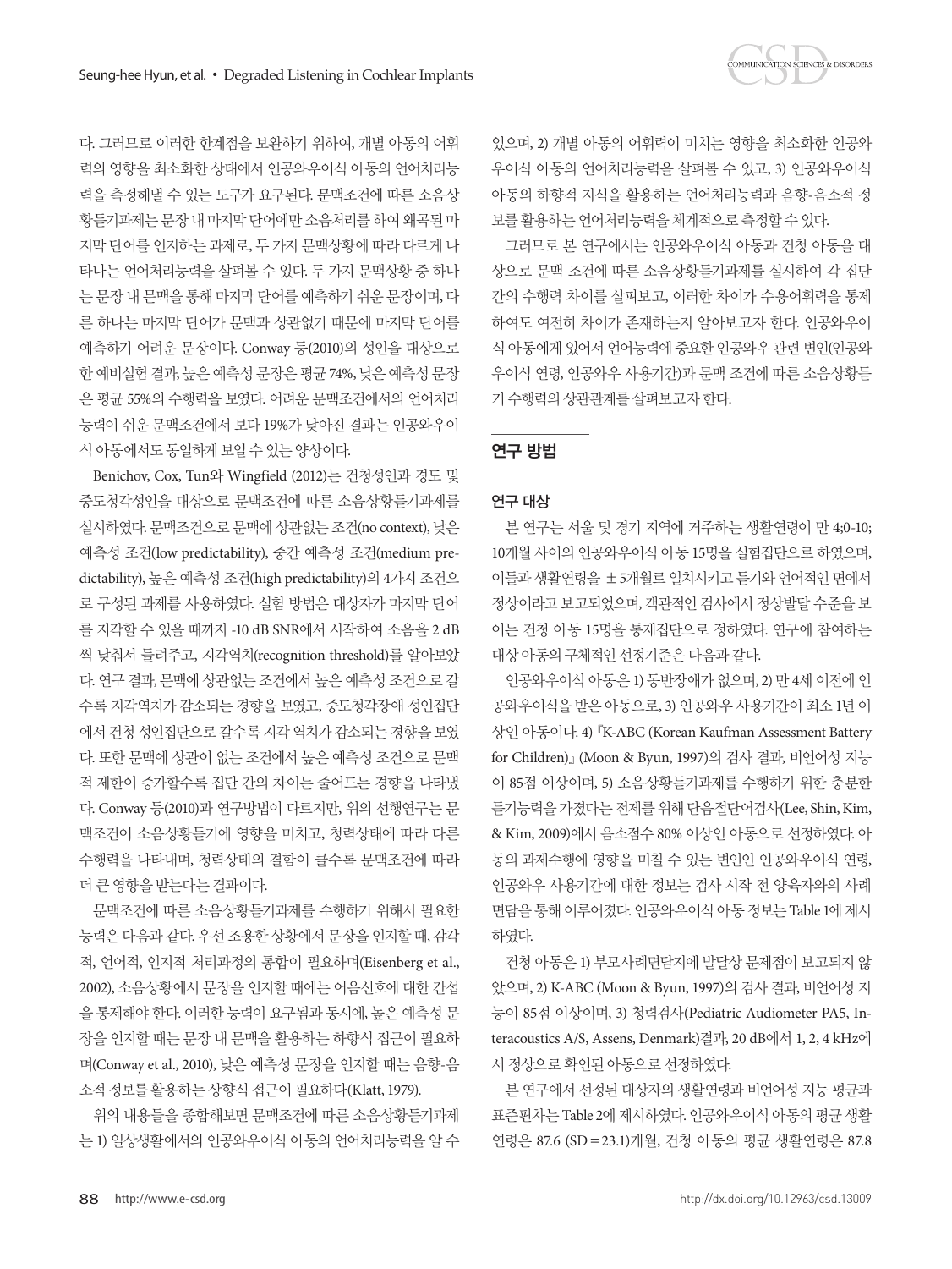다. 그러므로 이러한 한계점을 보완하기 위하여, 개별 아동의 어휘력의 영향을 최소화한 상태에서 인공와우이식 아동의 언어처리능력을 측정해낼 수 있는 도구가 요구된다. 문맥조건에 따른 소음상황듣기과제는 문장 내 마지막 단어에만 소음처리를 하여 왜곡된 마지막 단어를 인지하는 과제로, 두 가지 문맥상황에 따라 다르게 나타나는 언어처리능력을 살펴볼 수 있다. 두 가지 문맥상황 중 하나는 문장 내 문맥을 통해 마지막 단어를 예측하기 쉬운 문장이며, 다른 하나는 마지막 단어가 문맥과 상관없기 때문에 마지막 단어를 예측하기 어려운 문장이다. Conway 등(2010)의 성인을 대상으로 한 예비실험 결과, 높은 예측성 문장은 평균 74%, 낮은 예측성 문장은 평균 55%의 수행력을 보였다. 어려운 문맥조건에서의 언어처리능력이 쉬운 문맥조건에서 보다 19%가 낮아진 결과는 인공와우이식 아동에서도 동일하게 보일 수 있는 양상이다.

Benichov, Cox, Tun와 Wingfield (2012)는 건청성인과 경도 및 중도청각성인을 대상으로 문맥조건에 따른 소음상황듣기과제를 실시하였다. 문맥조건으로 문맥에 상관없는 조건(no context), 낮은 예측성 조건(low predictability), 중간 예측성 조건(medium predictability), 높은 예측성 조건(high predictability)의 4가지 조건으로 구성된 과제를 사용하였다. 실험 방법은 대상자가 마지막 단어를 지각할 수 있을 때까지 -10 dB SNR에서 시작하여 소음을 2 dB 씩 낮춰서 들려주고, 지각역치(recognition threshold)를 알아보았다. 연구 결과, 문맥에 상관없는 조건에서 높은 예측성 조건으로 갈수록 지각역치가 감소되는 경향을 보였고, 중도청각장애 성인집단에서 건청 성인집단으로 갈수록 지각 역치가 감소되는 경향을 보였다. 또한 문맥에 상관이 없는 조건에서 높은 예측성 조건으로 문맥적 제한이 증가할수록 집단 간의 차이는 줄어드는 경향을 나타냈다. Conway 등(2010)과 연구방법이 다르지만, 위의 선행연구는 문맥조건이 소음상황듣기에 영향을 미치고, 청력상태에 따라 다른 수행력을 나타내며, 청력상태의 결함이 클수록 문맥조건에 따라 더 큰 영향을 받는다는 결과이다.

문맥조건에 따른 소음상황듣기과제를 수행하기 위해서 필요한 능력은 다음과 같다. 우선 조용한 상황에서 문장을 인지할 때, 감각적, 언어적, 인지적 처리과정의 통합이 필요하며(Eisenberg et al., 2002), 소음상황에서 문장을 인지할 때에는 어음신호에 대한 간섭을 통제해야 한다. 이러한 능력이 요구됨과 동시에, 높은 예측성 문장을 인지할 때는 문장 내 문맥을 활용하는 하향식 접근이 필요하며(Conway et al., 2010), 낮은 예측성 문장을 인지할 때는 음향-음소적 정보를 활용하는 상향식 접근이 필요하다(Klatt, 1979).

위의 내용들을 종합해보면 문맥조건에 따른 소음상황듣기과제는 1) 일상생활에서의 인공와우이식 아동의 언어처리능력을 알 수 있으며, 2) 개별 아동의 어휘력이 미치는 영향을 최소화한 인공와우이식 아동의 언어처리능력을 살펴볼 수 있고, 3) 인공와우이식 아동의 하향적 지식을 활용하는 언어처리능력과 음향-음소적 정보를 활용하는 언어처리능력을 체계적으로 측정할 수 있다.

그러므로 본 연구에서는 인공와우이식 아동과 건청 아동을 대상으로 문맥 조건에 따른 소음상황듣기과제를 실시하여 각 집단 간의 수행력 차이를 살펴보고, 이러한 차이가 수용어휘력을 통제하여도 여전히 차이가 존재하는지 알아보고자 한다. 인공와우이식 아동에게 있어서 언어능력에 중요한 인공와우 관련 변인(인공와우이식 연령, 인공와우 사용기간)과 문맥 조건에 따른 소음상황듣기 수행력의 상관관계를 살펴보고자 한다.

## 연구 방법

### 연구 대상

본 연구는 서울 및 경기 지역에 거주하는 생활연령이 만 4;0-10;10개월 사이의 인공와우이식 아동 15명을 실험집단으로 하였으며, 이들과 생활연령을 ±5개월로 일치시키고 듣기와 언어적인 면에서 정상이라고 보고되었으며, 객관적인 검사에서 정상발달 수준을 보이는 건청 아동 15명을 통제집단으로 정하였다. 연구에 참여하는 대상 아동의 구체적인 선정기준은 다음과 같다.

인공와우이식 아동은 1) 동반장애가 없으며, 2) 만 4세 이전에 인공와우이식을 받은 아동으로, 3) 인공와우 사용기간이 최소 1년 이상인 아동이다. 4) 『K-ABC (Korean Kaufman Assessment Battery for Children)』 (Moon & Byun, 1997)의 검사 결과, 비언어성 지능이 85점 이상이며, 5) 소음상황듣기과제를 수행하기 위한 충분한 듣기능력을 가졌다는 전제를 위해 단음절단어검사(Lee, Shin, Kim, & Kim, 2009)에서 음소점수 80% 이상인 아동으로 선정하였다. 아동의 과제수행에 영향을 미칠 수 있는 변인인 인공와우이식 연령, 인공와우 사용기간에 대한 정보는 검사 시작 전 양육자와의 사례면담을 통해 이루어졌다. 인공와우이식 아동 정보는 Table 1에 제시하였다.

건청 아동은 1) 부모사례면담지에 발달상 문제점이 보고되지 않았으며, 2) K-ABC (Moon & Byun, 1997)의 검사 결과, 비언어성 지능이 85점 이상이며, 3) 청력검사(Pediatric Audiometer PA5, Interacoustics A/S, Assens, Denmark)결과, 20 dB에서 1, 2, 4 kHz에서 정상으로 확인된 아동으로 선정하였다.

본 연구에서 선정된 대상자의 생활연령과 비언어성 지능 평균과 표준편차는 Table 2에 제시하였다. 인공와우이식 아동의 평균 생활연령은 87.6 (SD = 23.1)개월, 건청 아동의 평균 생활연령은 87.8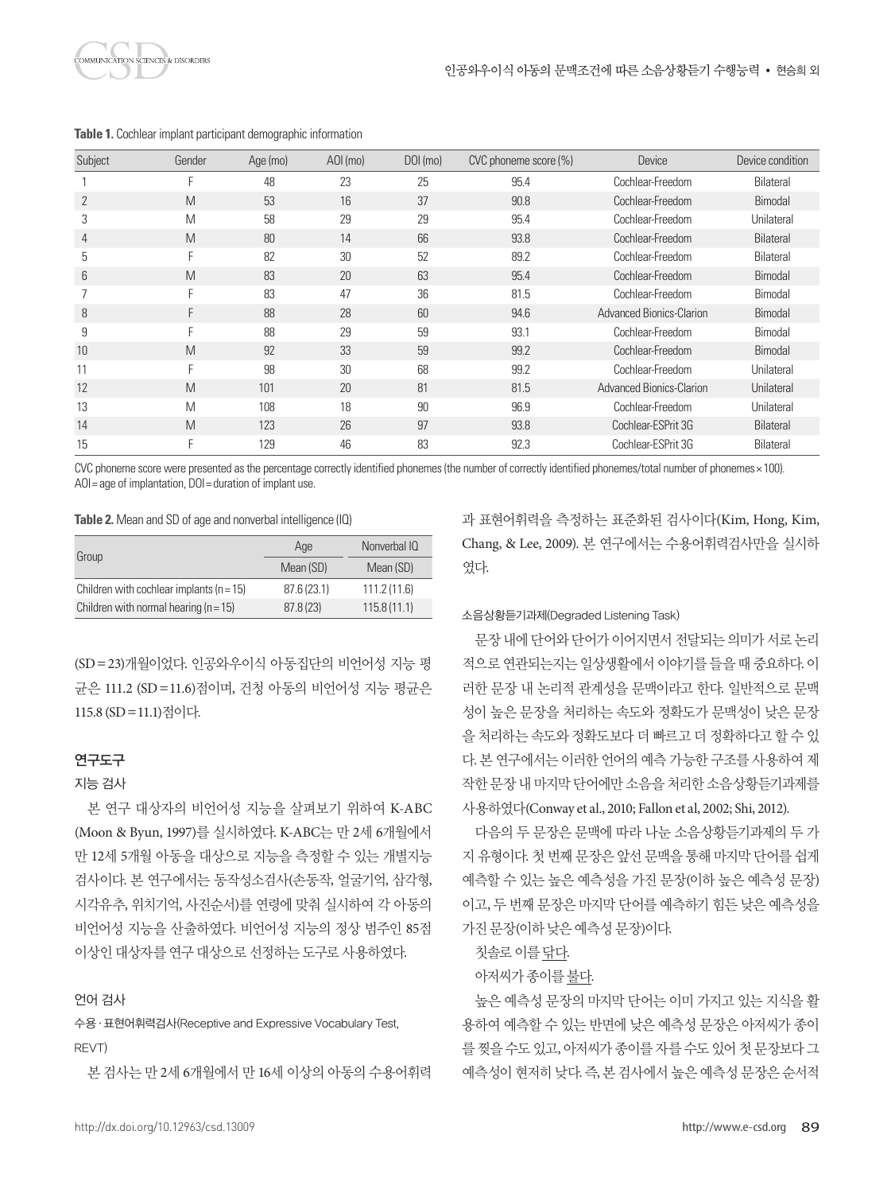**Table 1.** Cochlear implant participant demographic information

| Subject | Gender | Age (mo) | AOI (mo) | DOI (mo) | CVC phoneme score (%) | Device | Device condition |
|---|---|---|---|---|---|---|---|
| 1 | F | 48 | 23 | 25 | 95.4 | Cochlear-Freedom | Bilateral |
| 2 | M | 53 | 16 | 37 | 90.8 | Cochlear-Freedom | Bimodal |
| 3 | M | 58 | 29 | 29 | 95.4 | Cochlear-Freedom | Unilateral |
| 4 | M | 80 | 14 | 66 | 93.8 | Cochlear-Freedom | Bilateral |
| 5 | F | 82 | 30 | 52 | 89.2 | Cochlear-Freedom | Bilateral |
| 6 | M | 83 | 20 | 63 | 95.4 | Cochlear-Freedom | Bimodal |
| 7 | F | 83 | 47 | 36 | 81.5 | Cochlear-Freedom | Bimodal |
| 8 | F | 88 | 28 | 60 | 94.6 | Advanced Bionics-Clarion | Bimodal |
| 9 | F | 88 | 29 | 59 | 93.1 | Cochlear-Freedom | Bimodal |
| 10 | M | 92 | 33 | 59 | 99.2 | Cochlear-Freedom | Bimodal |
| 11 | F | 98 | 30 | 68 | 99.2 | Cochlear-Freedom | Unilateral |
| 12 | M | 101 | 20 | 81 | 81.5 | Advanced Bionics-Clarion | Unilateral |
| 13 | M | 108 | 18 | 90 | 96.9 | Cochlear-Freedom | Unilateral |
| 14 | M | 123 | 26 | 97 | 93.8 | Cochlear-ESPrit 3G | Bilateral |
| 15 | F | 129 | 46 | 83 | 92.3 | Cochlear-ESPrit 3G | Bilateral |

CVC phoneme score were presented as the percentage correctly identified phonemes (the number of correctly identified phonemes/total number of phonemes × 100).
AOI = age of implantation, DOI = duration of implant use.

**Table 2.** Mean and SD of age and nonverbal intelligence (IQ)

| Group | Age | Nonverbal IQ |
|---|---|---|
| | Mean (SD) | Mean (SD) |
| Children with cochlear implants (n = 15) | 87.6 (23.1) | 111.2 (11.6) |
| Children with normal hearing (n = 15) | 87.8 (23) | 115.8 (11.1) |

(SD = 23)개월이었다. 인공와우이식 아동집단의 비언어성 지능 평균은 111.2 (SD = 11.6)점이며, 건청 아동의 비언어성 지능 평균은 115.8 (SD = 11.1)점이다.

## 연구도구

### 지능 검사

본 연구 대상자의 비언어성 지능을 살펴보기 위하여 K-ABC (Moon & Byun, 1997)를 실시하였다. K-ABC는 만 2세 6개월에서 만 12세 5개월 아동을 대상으로 지능을 측정할 수 있는 개별지능 검사이다. 본 연구에서는 동작성소검사(손동작, 얼굴기억, 삼각형, 시각유추, 위치기억, 사진순서)를 연령에 맞춰 실시하여 각 아동의 비언어성 지능을 산출하였다. 비언어성 지능의 정상 범주인 85점 이상인 대상자를 연구 대상으로 선정하는 도구로 사용하였다.

### 언어 검사

수용 · 표현어휘력검사(Receptive and Expressive Vocabulary Test, REVT)

본 검사는 만 2세 6개월에서 만 16세 이상의 아동의 수용어휘력과 표현어휘력을 측정하는 표준화된 검사이다(Kim, Hong, Kim, Chang, & Lee, 2009). 본 연구에서는 수용어휘력검사만을 실시하였다.

소음상황듣기과제(Degraded Listening Task)

문장 내에 단어와 단어가 이어지면서 전달되는 의미가 서로 논리적으로 연관되는지는 일상생활에서 이야기를 들을 때 중요하다. 이러한 문장 내 논리적 관계성을 문맥이라고 한다. 일반적으로 문맥성이 높은 문장을 처리하는 속도와 정확도가 문맥성이 낮은 문장을 처리하는 속도와 정확도보다 더 빠르고 더 정확하다고 할 수 있다. 본 연구에서는 이러한 언어의 예측 가능한 구조를 사용하여 제작한 문장 내 마지막 단어에만 소음을 처리한 소음상황듣기과제를 사용하였다(Conway et al., 2010; Fallon et al, 2002; Shi, 2012).

다음의 두 문장은 문맥에 따라 나눈 소음상황듣기과제의 두 가지 유형이다. 첫 번째 문장은 앞선 문맥을 통해 마지막 단어를 쉽게 예측할 수 있는 높은 예측성을 가진 문장(이하 높은 예측성 문장)이고, 두 번째 문장은 마지막 단어를 예측하기 힘든 낮은 예측성을 가진 문장(이하 낮은 예측성 문장)이다.

칫솔로 이를 닦다.

아저씨가 종이를 불다.

높은 예측성 문장의 마지막 단어는 이미 가지고 있는 지식을 활용하여 예측할 수 있는 반면에 낮은 예측성 문장은 아저씨가 종이를 찢을 수도 있고, 아저씨가 종이를 자를 수도 있어 첫 문장보다 그 예측성이 현저히 낮다. 즉, 본 검사에서 높은 예측성 문장은 순서적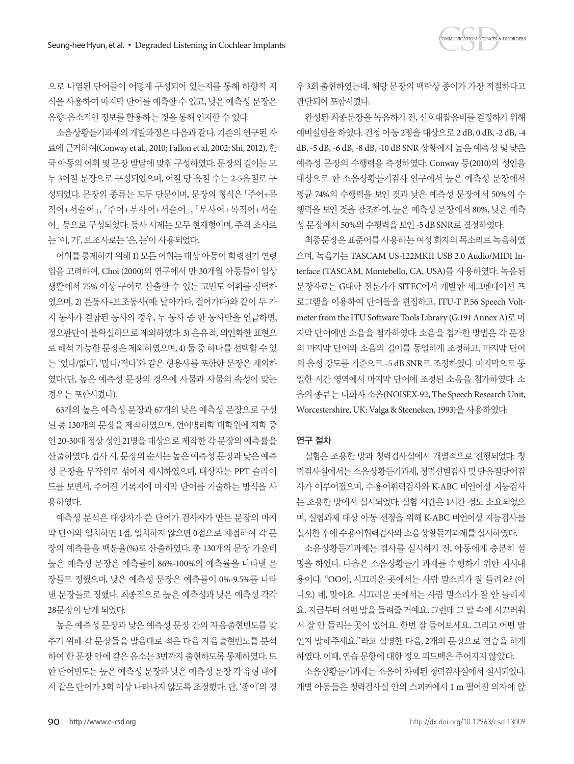으로 나열된 단어들이 어떻게 구성되어 있는지를 통해 하향적 지식을 사용하여 마지막 단어를 예측할 수 있고, 낮은 예측성 문장은 음향-음소적인 정보를 활용하는 것을 통해 인지할 수 있다.

소음상황듣기과제의 개발과정은 다음과 같다. 기존의 연구된 자료에 근거하여(Conway et al., 2010; Fallon et al, 2002; Shi, 2012), 한국 아동의 어휘 및 문장 발달에 맞춰 구성하였다. 문장의 길이는 모두 3어절 문장으로 구성되었으며, 어절 당 음절 수는 2-5음절로 구성되었다. 문장의 종류는 모두 단문이며, 문장의 형식은 「주어+목적어+서술어」, 「주어+부사어+서술어」, 「부사어+목적어+서술어」 등으로 구성되었다. 동사 시제는 모두 현재형이며, 주격 조사로는 '이, 가', 보조사로는 '은, 는'이 사용되었다.

어휘를 통제하기 위해 1) 모든 어휘는 대상 아동이 학령전기 연령임을 고려하여, Choi (2000)의 연구에서 만 30개월 아동들이 일상생활에서 75% 이상 구어로 산출할 수 있는 고빈도 어휘를 선택하였으며, 2) 본동사+보조동사(예: 날아가다, 걸어가다)와 같이 두 가지 동사가 결합된 동사의 경우, 두 동사 중 한 동사만을 언급하면, 정오판단이 불확실하므로 제외하였다. 3) 은유적, 의인화한 표현으로 해석 가능한 문장은 제외하였으며, 4) 둘 중 하나를 선택할 수 있는 '있다/없다', '많다/적다'와 같은 형용사를 포함한 문장은 제외하였다(단, 높은 예측성 문장의 경우에 사물과 사물의 속성이 맞는 경우는 포함시켰다).

63개의 높은 예측성 문장과 67개의 낮은 예측성 문장으로 구성된 총 130개의 문장을 제작하였으며, 언어병리학 대학원에 재학 중인 20-30대 정상 성인 21명을 대상으로 제작한 각 문장의 예측률을 산출하였다. 검사 시, 문장의 순서는 높은 예측성 문장과 낮은 예측성 문장을 무작위로 섞어서 제시하였으며, 대상자는 PPT 슬라이드를 보면서, 주어진 기록지에 마지막 단어를 기술하는 방식을 사용하였다.

예측성 분석은 대상자가 쓴 단어가 검사자가 만든 문장의 마지막 단어와 일치하면 1점, 일치하지 않으면 0점으로 채점하여 각 문장의 예측률을 백분율(%)로 산출하였다. 총 130개의 문장 가운데 높은 예측성 문장은 예측률이 86%-100%의 예측률을 나타낸 문장들로 정했으며, 낮은 예측성 문장은 예측률이 0%-9.5%를 나타낸 문장들로 정했다. 최종적으로 높은 예측성과 낮은 예측성 각각 28문장이 남게 되었다.

높은 예측성 문장과 낮은 예측성 문장 간의 자음출현빈도를 맞추기 위해 각 문장들을 발음대로 적은 다음 자음출현빈도를 분석하여 한 문장 안에 같은 음소는 3번까지 출현하도록 통제하였다. 또한 단어빈도는 높은 예측성 문장과 낮은 예측성 문장 각 유형 내에서 같은 단어가 3회 이상 나타나지 않도록 조정했다. 단, '종이'의 경우 3회 출현하였는데, 해당 문장의 맥락상 종이가 가장 적절하다고 판단되어 포함시켰다.

완성된 최종문장을 녹음하기 전, 신호대잡음비를 결정하기 위해 예비실험을 하였다. 건청 아동 2명을 대상으로 2 dB, 0 dB, -2 dB, -4 dB, -5 dB, -6 dB, -8 dB, -10 dB SNR 상황에서 높은 예측성 및 낮은 예측성 문장의 수행력을 측정하였다. Conway 등(2010)의 성인을 대상으로 한 소음상황듣기검사 연구에서 높은 예측성 문장에서 평균 74%의 수행력을 보인 것과 낮은 예측성 문장에서 50%의 수행력을 보인 것을 참조하여, 높은 예측성 문장에서 80%, 낮은 예측성 문장에서 50%의 수행력을 보인 -5 dB SNR로 결정하였다.

최종문장은 표준어를 사용하는 여성 화자의 목소리로 녹음하였으며, 녹음기는 TASCAM US-122MKII USB 2.0 Audio/MIDI Interface (TASCAM, Montebello, CA, USA)를 사용하였다. 녹음된 문장자료는 G대학 전문가가 SITEC에서 개발한 세그멘테이션 프로그램을 이용하여 단어들을 편집하고, ITU-T P.56 Speech Voltmeter from the ITU Software Tools Library (G.191 Annex A)로 마지막 단어에만 소음을 첨가하였다. 소음을 첨가한 방법은 각 문장의 마지막 단어와 소음의 길이를 동일하게 조정하고, 마지막 단어의 음성 강도를 기준으로 -5 dB SNR로 조정하였다. 마지막으로 동일한 시간 영역에서 마지막 단어에 조정된 소음을 첨가하였다. 소음의 종류는 다화자 소음(NOISEX-92, The Speech Research Unit, Worcestershire, UK: Valga & Steeneken, 1993)을 사용하였다.

### 연구 절차

실험은 조용한 방과 청력검사실에서 개별적으로 진행되었다. 청력검사실에서는 소음상황듣기과제, 청력선별검사 및 단음절단어검사가 이루어졌으며, 수용어휘력검사와 K-ABC 비언어성 지능검사는 조용한 방에서 실시되었다. 실험 시간은 1시간 정도 소요되었으며, 실험과제 대상 아동 선정을 위해 K-ABC 비언어성 지능검사를 실시한 후에 수용어휘력검사와 소음상황듣기과제를 실시하였다.

소음상황듣기과제는 검사를 실시하기 전, 아동에게 충분히 설명을 하였다. 다음은 소음상황듣기 과제를 수행하기 위한 지시내용이다. "OO아, 시끄러운 곳에서는 사람 말소리가 잘 들려요? (아니오) 네, 맞아요. 시끄러운 곳에서는 사람 말소리가 잘 안 들리지요. 지금부터 어떤 말을 들려줄 거예요. 그런데 그 말 속에 시끄러워서 잘 안 들리는 곳이 있어요. 한번 잘 들어보세요. 그리고 어떤 말인지 말해주세요."라고 설명한 다음, 2개의 문장으로 연습을 하게 하였다. 이때, 연습 문항에 대한 정오 피드백은 주어지지 않았다.

소음상황듣기과제는 소음이 차폐된 청력검사실에서 실시되었다. 개별 아동들은 청력검사실 안의 스피커에서 1 m 떨어진 의자에 앉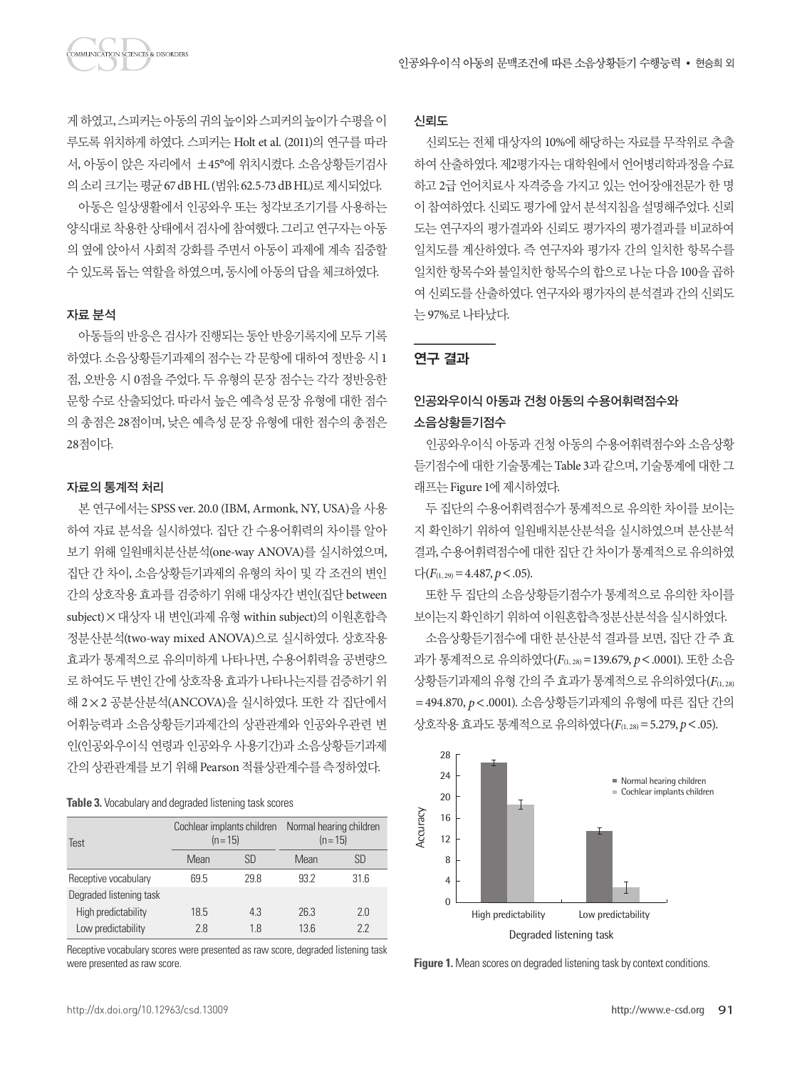게 하였고, 스피커는 아동의 귀의 높이와 스피커의 높이가 수평을 이루도록 위치하게 하였다. 스피커는 Holt et al. (2011)의 연구를 따라서, 아동이 앉은 자리에서 ±45°에 위치시켰다. 소음상황듣기검사의 소리 크기는 평균 67 dB HL (범위: 62.5-73 dB HL)로 제시되었다.

아동은 일상생활에서 인공와우 또는 청각보조기기를 사용하는 양식대로 착용한 상태에서 검사에 참여했다. 그리고 연구자는 아동의 옆에 앉아서 사회적 강화를 주면서 아동이 과제에 계속 집중할 수 있도록 돕는 역할을 하였으며, 동시에 아동의 답을 체크하였다.

### 자료 분석

아동들의 반응은 검사가 진행되는 동안 반응기록지에 모두 기록하였다. 소음상황듣기과제의 점수는 각 문항에 대하여 정반응 시 1점, 오반응 시 0점을 주었다. 두 유형의 문장 점수는 각각 정반응한 문항 수로 산출되었다. 따라서 높은 예측성 문장 유형에 대한 점수의 총점은 28점이며, 낮은 예측성 문장 유형에 대한 점수의 총점은 28점이다.

### 자료의 통계적 처리

본 연구에서는 SPSS ver. 20.0 (IBM, Armonk, NY, USA)을 사용하여 자료 분석을 실시하였다. 집단 간 수용어휘력의 차이를 알아보기 위해 일원배치분산분석(one-way ANOVA)를 실시하였으며, 집단 간 차이, 소음상황듣기과제의 유형의 차이 및 각 조건의 변인 간의 상호작용 효과를 검증하기 위해 대상자간 변인(집단 between subject)×대상자 내 변인(과제 유형 within subject)의 이원혼합측정분산분석(two-way mixed ANOVA)으로 실시하였다. 상호작용 효과가 통계적으로 유의미하게 나타나면, 수용어휘력을 공변량으로 하여도 두 변인 간에 상호작용 효과가 나타나는지를 검증하기 위해 2×2 공분산분석(ANCOVA)을 실시하였다. 또한 각 집단에서 어휘능력과 소음상황듣기과제간의 상관관계와 인공와우관련 변인(인공와우이식 연령과 인공와우 사용기간)과 소음상황듣기과제 간의 상관관계를 보기 위해 Pearson 적률상관계수를 측정하였다.

**Table 3.** Vocabulary and degraded listening task scores

| Test | Cochlear implants children (n=15) | | Normal hearing children (n=15) | |
|---|---|---|---|---|
| | Mean | SD | Mean | SD |
| Receptive vocabulary | 69.5 | 29.8 | 93.2 | 31.6 |
| Degraded listening task | | | | |
| High predictability | 18.5 | 4.3 | 26.3 | 2.0 |
| Low predictability | 2.8 | 1.8 | 13.6 | 2.2 |

Receptive vocabulary scores were presented as raw score, degraded listening task were presented as raw score.

### 신뢰도

신뢰도는 전체 대상자의 10%에 해당하는 자료를 무작위로 추출하여 산출하였다. 제2평가자는 대학원에서 언어병리학과정을 수료하고 2급 언어치료사 자격증을 가지고 있는 언어장애전문가 한 명이 참여하였다. 신뢰도 평가에 앞서 분석지침을 설명해주었다. 신뢰도는 연구자의 평가결과와 신뢰도 평가자의 평가결과를 비교하여 일치도를 계산하였다. 즉 연구자와 평가자 간의 일치한 항목수를 일치한 항목수와 불일치한 항목수의 합으로 나눈 다음 100을 곱하여 신뢰도를 산출하였다. 연구자와 평가자의 분석결과 간의 신뢰도는 97%로 나타났다.

## 연구 결과

### 인공와우이식 아동과 건청 아동의 수용어휘력점수와 소음상황듣기점수

인공와우이식 아동과 건청 아동의 수용어휘력점수와 소음상황듣기점수에 대한 기술통계는 Table 3과 같으며, 기술통계에 대한 그래프는 Figure 1에 제시하였다.

두 집단의 수용어휘력점수가 통계적으로 유의한 차이를 보이는지 확인하기 위하여 일원배치분산분석을 실시하였으며 분산분석 결과, 수용어휘점수에 대한 집단 간 차이가 통계적으로 유의하였다($F_{(1, 29)}=4.487, p<.05$).

또한 두 집단의 소음상황듣기점수가 통계적으로 유의한 차이를 보이는지 확인하기 위하여 이원혼합측정분산분석을 실시하였다.

소음상황듣기점수에 대한 분산분석 결과를 보면, 집단 간 주 효과가 통계적으로 유의하였다($F_{(1, 28)}=139.679, p<.0001$). 또한 소음상황듣기과제의 유형 간의 주 효과가 통계적으로 유의하였다($F_{(1, 28)}=494.870, p<.0001$). 소음상황듣기과제의 유형에 따른 집단 간의 상호작용 효과도 통계적으로 유의하였다($F_{(1, 28)}=5.279, p<.05$).

**Figure 1.** Mean scores on degraded listening task by context conditions.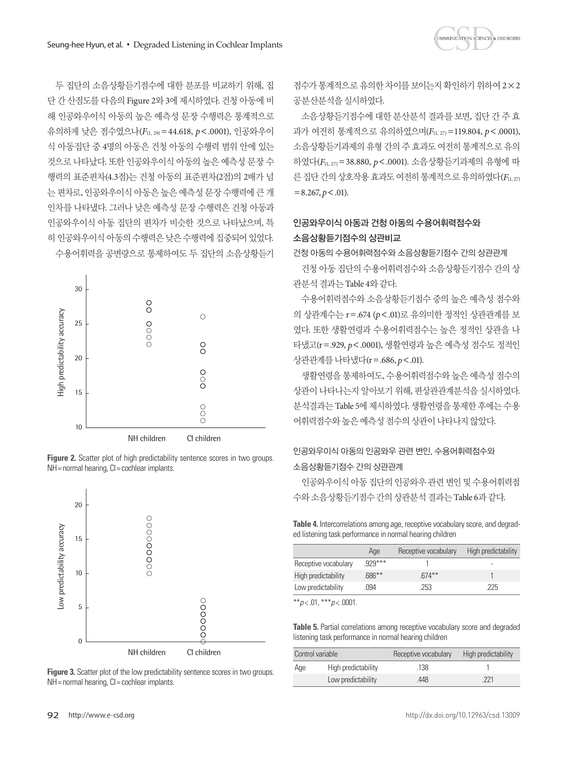두 집단의 소음상황듣기점수에 대한 분포를 비교하기 위해, 집단 간 산점도를 다음의 Figure 2와 3에 제시하였다. 건청 아동에 비해 인공와우이식 아동의 높은 예측성 문장 수행력은 통계적으로 유의하게 낮은 점수였으나($F_{(1, 29)}$ = 44.618, $p$ < .0001), 인공와우이식 아동집단 중 4명의 아동은 건청 아동의 수행력 범위 안에 있는 것으로 나타났다. 또한 인공와우이식 아동의 높은 예측성 문장 수행력의 표준편차(4.3점)는 건청 아동의 표준편차(2점)의 2배가 넘는 편차로, 인공와우이식 아동은 높은 예측성 문장 수행력에 큰 개인차를 나타냈다. 그러나 낮은 예측성 문장 수행력은 건청 아동과 인공와우이식 아동 집단의 편차가 비슷한 것으로 나타났으며, 특히 인공와우이식 아동의 수행력은 낮은 수행력에 집중되어 있었다.

수용어휘력을 공변량으로 통제하여도 두 집단의 소음상황듣기점수가 통계적으로 유의한 차이를 보이는지 확인하기 위하여 2×2 공분산분석을 실시하였다.

Figure 2. Scatter plot of high predictability sentence scores in two groups. NH = normal hearing, CI = cochlear implants.

Figure 3. Scatter plot of the low predictability sentence scores in two groups. NH = normal hearing, CI = cochlear implants.

소음상황듣기점수에 대한 분산분석 결과를 보면, 집단 간 주 효과가 여전히 통계적으로 유의하였으며($F_{(1, 27)}$ = 119.804, $p$ < .0001), 소음상황듣기과제의 유형 간의 주 효과도 여전히 통계적으로 유의하였다($F_{(1, 27)}$ = 38.880, $p$ < .0001). 소음상황듣기과제의 유형에 따른 집단 간의 상호작용 효과도 여전히 통계적으로 유의하였다($F_{(1, 27)}$ = 8.267, $p$ < .01).

## 인공와우이식 아동과 건청 아동의 수용어휘력점수와 소음상황듣기점수의 상관비교

### 건청 아동의 수용어휘력점수와 소음상황듣기점수 간의 상관관계

건청 아동 집단의 수용어휘력점수와 소음상황듣기점수 간의 상관분석 결과는 Table 4와 같다.

수용어휘력점수와 소음상황듣기점수 중의 높은 예측성 점수와의 상관계수는 r = .674 ($p$ < .01)로 유의미한 정적인 상관관계를 보였다. 또한 생활연령과 수용어휘력점수는 높은 정적인 상관을 나타냈고(r = .929, $p$ < .0001), 생활연령과 높은 예측성 점수도 정적인 상관관계를 나타냈다(r = .686, $p$ < .01).

생활연령을 통제하여도, 수용어휘력점수와 높은 예측성 점수의 상관이 나타나는지 알아보기 위해, 편상관관계분석을 실시하였다. 분석결과는 Table 5에 제시하였다. 생활연령을 통제한 후에는 수용어휘력점수와 높은 예측성 점수의 상관이 나타나지 않았다.

### 인공와우이식 아동의 인공와우 관련 변인, 수용어휘력점수와 소음상황듣기점수 간의 상관관계

인공와우이식 아동 집단의 인공와우 관련 변인 및 수용어휘력점수와 소음상황듣기점수 간의 상관분석 결과는 Table 6과 같다.

**Table 4.** Intercorrelations among age, receptive vocabulary score, and degraded listening task performance in normal hearing children

| | Age | Receptive vocabulary | High predictability |
|---|---|---|---|
| Receptive vocabulary | .929*** | 1 | - |
| High predictability | .686** | .674** | 1 |
| Low predictability | .094 | .253 | .225 |

**$p$ < .01, ***$p$ < .0001.

**Table 5.** Partial correlations among receptive vocabulary score and degraded listening task performance in normal hearing children

| Control variable | | Receptive vocabulary | High predictability |
|---|---|---|---|
| Age | High predictability | .138 | 1 |
| | Low predictability | .448 | .221 |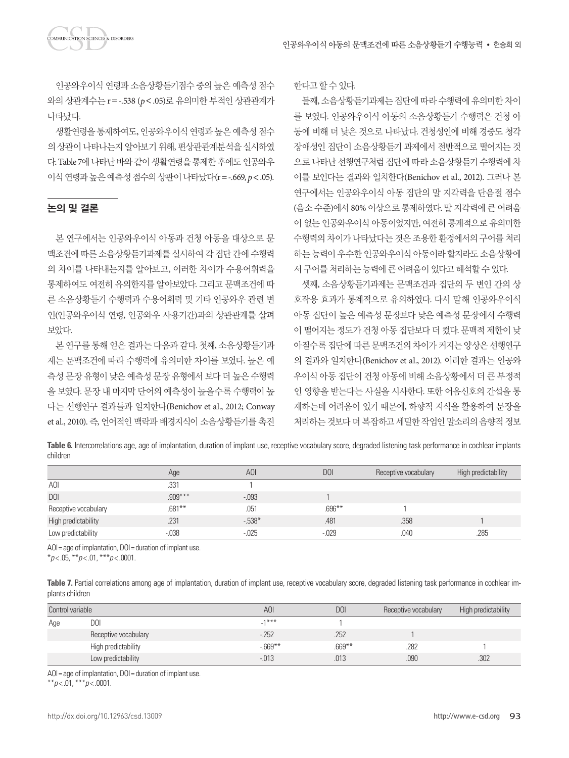인공와우이식 연령과 소음상황듣기점수 중의 높은 예측성 점수와의 상관계수는 r = -.538 ($p < .05$)로 유의미한 부적인 상관관계가 나타났다.

생활연령을 통제하여도, 인공와우이식 연령과 높은 예측성 점수의 상관이 나타나는지 알아보기 위해, 편상관관계분석을 실시하였다. Table 7에 나타난 바와 같이 생활연령을 통제한 후에도 인공와우이식 연령과 높은 예측성 점수의 상관이 나타났다(r = -.669, $p < .05$).

## 논의 및 결론

본 연구에서는 인공와우이식 아동과 건청 아동을 대상으로 문맥조건에 따른 소음상황듣기과제를 실시하여 각 집단 간에 수행력의 차이를 나타내는지를 알아보고, 이러한 차이가 수용어휘력을 통제하여도 여전히 유의한지를 알아보았다. 그리고 문맥조건에 따른 소음상황듣기 수행력과 수용어휘력 및 기타 인공와우 관련 변인(인공와우이식 연령, 인공와우 사용기간)과의 상관관계를 살펴보았다.

본 연구를 통해 얻은 결과는 다음과 같다. 첫째, 소음상황듣기과제는 문맥조건에 따라 수행력에 유의미한 차이를 보였다. 높은 예측성 문장 유형이 낮은 예측성 문장 유형에서 보다 더 높은 수행력을 보였다. 문장 내 마지막 단어의 예측성이 높을수록 수행력이 높다는 선행연구 결과들과 일치한다(Benichov et al., 2012; Conway et al., 2010). 즉, 언어적인 맥락과 배경지식이 소음상황듣기를 촉진한다고 할 수 있다.

둘째, 소음상황듣기과제는 집단에 따라 수행력에 유의미한 차이를 보였다. 인공와우이식 아동의 소음상황듣기 수행력은 건청 아동에 비해 더 낮은 것으로 나타났다. 건청성인에 비해 경중도 청각장애성인 집단이 소음상황듣기 과제에서 전반적으로 떨어지는 것으로 나타난 선행연구처럼 집단에 따라 소음상황듣기 수행력에 차이를 보인다는 결과와 일치한다(Benichov et al., 2012). 그러나 본 연구에서는 인공와우이식 아동 집단의 말 지각력을 단음절 점수(음소 수준)에서 80% 이상으로 통제하였다. 말 지각력에 큰 어려움이 없는 인공와우이식 아동이었지만, 여전히 통계적으로 유의미한 수행력의 차이가 나타났다는 것은 조용한 환경에서의 구어를 처리하는 능력이 우수한 인공와우이식 아동이라 할지라도 소음상황에서 구어를 처리하는 능력에 큰 어려움이 있다고 해석할 수 있다.

셋째, 소음상황듣기과제는 문맥조건과 집단의 두 변인 간의 상호작용 효과가 통계적으로 유의하였다. 다시 말해 인공와우이식 아동 집단이 높은 예측성 문장보다 낮은 예측성 문장에서 수행력이 떨어지는 정도가 건청 아동 집단보다 더 컸다. 문맥적 제한이 낮아질수록 집단에 따른 문맥조건의 차이가 커지는 양상은 선행연구의 결과와 일치한다(Benichov et al., 2012). 이러한 결과는 인공와우이식 아동 집단이 건청 아동에 비해 소음상황에서 더 큰 부정적인 영향을 받는다는 사실을 시사한다. 또한 어음신호의 간섭을 통제하는데 어려움이 있기 때문에, 하향적 지식을 활용하여 문장을 처리하는 것보다 더 복잡하고 세밀한 작업인 말소리의 음향적 정보

**Table 6.** Intercorrelations age, age of implantation, duration of implant use, receptive vocabulary score, degraded listening task performance in cochlear implants children

| | Age | AOI | DOI | Receptive vocabulary | High predictability |
|---|---|---|---|---|---|
| AOI | .331 | 1 | | | |
| DOI | .909*** | -.093 | 1 | | |
| Receptive vocabulary | .681** | .051 | .696** | 1 | |
| High predictability | .231 | -.538* | .481 | .358 | 1 |
| Low predictability | -.038 | -.025 | -.029 | .040 | .285 |

AOI = age of implantation, DOI = duration of implant use.
*$p < .05$, **$p < .01$, ***$p < .0001$.

**Table 7.** Partial correlations among age of implantation, duration of implant use, receptive vocabulary score, degraded listening task performance in cochlear implants children

| Control variable | | AOI | DOI | Receptive vocabulary | High predictability |
|---|---|---|---|---|---|
| Age | DOI | -1*** | 1 | | |
| | Receptive vocabulary | -.252 | .252 | 1 | |
| | High predictability | -.669** | .669** | .282 | 1 |
| | Low predictability | -.013 | .013 | .090 | .302 |

AOI = age of implantation, DOI = duration of implant use.
**$p < .01$, ***$p < .0001$.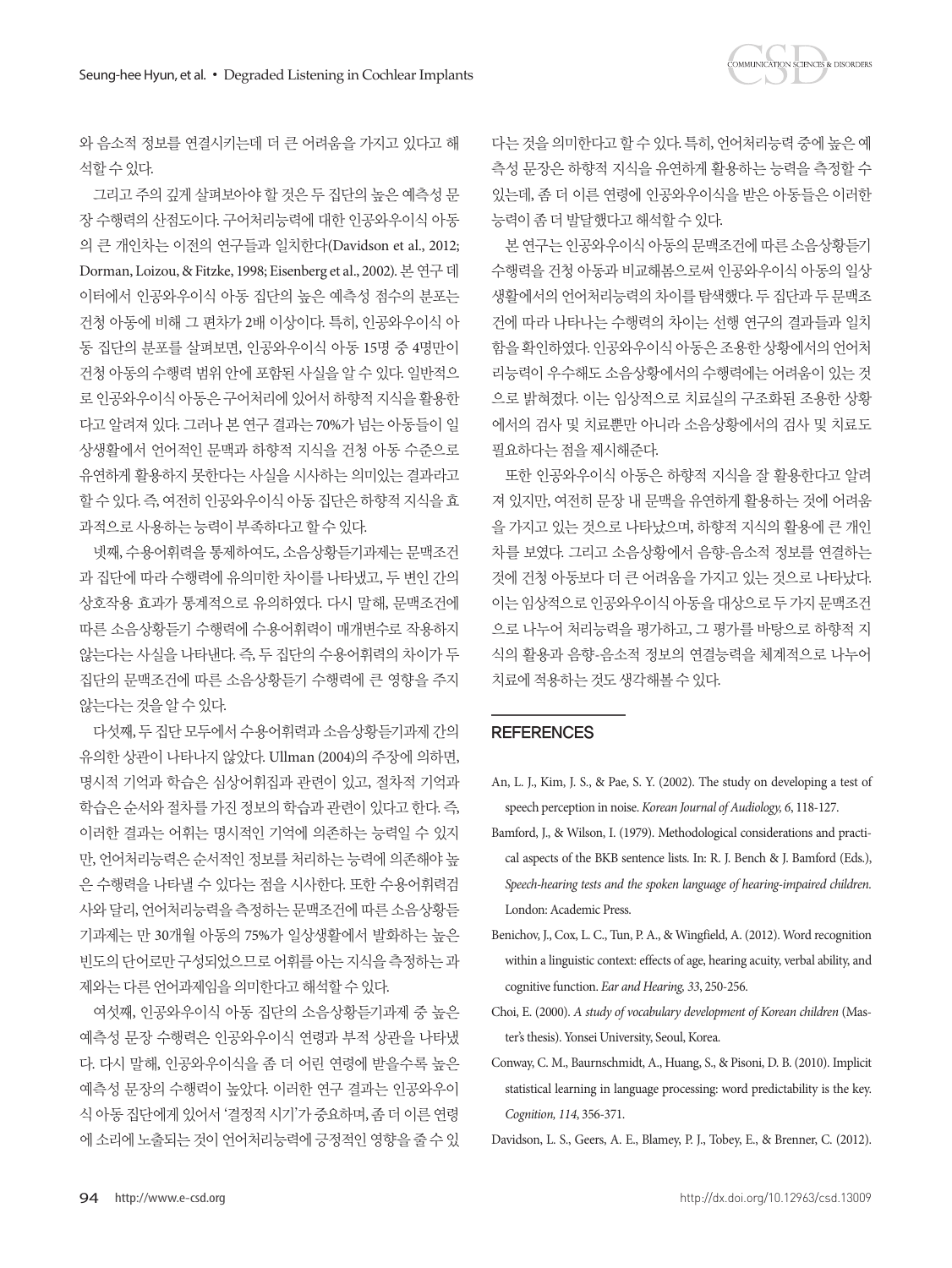와 음소적 정보를 연결시키는데 더 큰 어려움을 가지고 있다고 해석할 수 있다.

그리고 주의 깊게 살펴보아야 할 것은 두 집단의 높은 예측성 문장 수행력의 산점도이다. 구어처리능력에 대한 인공와우이식 아동의 큰 개인차는 이전의 연구들과 일치한다(Davidson et al., 2012; Dorman, Loizou, & Fitzke, 1998; Eisenberg et al., 2002). 본 연구 데이터에서 인공와우이식 아동 집단의 높은 예측성 점수의 분포는 건청 아동에 비해 그 편차가 2배 이상이다. 특히, 인공와우이식 아동 집단의 분포를 살펴보면, 인공와우이식 아동 15명 중 4명만이 건청 아동의 수행력 범위 안에 포함된 사실을 알 수 있다. 일반적으로 인공와우이식 아동은 구어처리에 있어서 하향적 지식을 활용한다고 알려져 있다. 그러나 본 연구 결과는 70%가 넘는 아동들이 일상생활에서 언어적인 문맥과 하향적 지식을 건청 아동 수준으로 유연하게 활용하지 못한다는 사실을 시사하는 의미있는 결과라고 할 수 있다. 즉, 여전히 인공와우이식 아동 집단은 하향적 지식을 효과적으로 사용하는 능력이 부족하다고 할 수 있다.

넷째, 수용어휘력을 통제하여도, 소음상황듣기과제는 문맥조건과 집단에 따라 수행력에 유의미한 차이를 나타냈고, 두 변인 간의 상호작용 효과가 통계적으로 유의하였다. 다시 말해, 문맥조건에 따른 소음상황듣기 수행력에 수용어휘력이 매개변수로 작용하지 않는다는 사실을 나타낸다. 즉, 두 집단의 수용어휘력의 차이가 두 집단의 문맥조건에 따른 소음상황듣기 수행력에 큰 영향을 주지 않는다는 것을 알 수 있다.

다섯째, 두 집단 모두에서 수용어휘력과 소음상황듣기과제 간의 유의한 상관이 나타나지 않았다. Ullman (2004)의 주장에 의하면, 명시적 기억과 학습은 심상어휘집과 관련이 있고, 절차적 기억과 학습은 순서와 절차를 가진 정보의 학습과 관련이 있다고 한다. 즉, 이러한 결과는 어휘는 명시적인 기억에 의존하는 능력일 수 있지만, 언어처리능력은 순서적인 정보를 처리하는 능력에 의존해야 높은 수행력을 나타낼 수 있다는 점을 시사한다. 또한 수용어휘력검사와 달리, 언어처리능력을 측정하는 문맥조건에 따른 소음상황듣기과제는 만 30개월 아동의 75%가 일상생활에서 발화하는 높은 빈도의 단어로만 구성되었으므로 어휘를 아는 지식을 측정하는 과제와는 다른 언어과제임을 의미한다고 해석할 수 있다.

여섯째, 인공와우이식 아동 집단의 소음상황듣기과제 중 높은 예측성 문장 수행력은 인공와우이식 연령과 부적 상관을 나타냈다. 다시 말해, 인공와우이식을 좀 더 어린 연령에 받을수록 높은 예측성 문장의 수행력이 높았다. 이러한 연구 결과는 인공와우이식 아동 집단에게 있어서 '결정적 시기'가 중요하며, 좀 더 이른 연령에 소리에 노출되는 것이 언어처리능력에 긍정적인 영향을 줄 수 있다는 것을 의미한다고 할 수 있다. 특히, 언어처리능력 중에 높은 예측성 문장은 하향적 지식을 유연하게 활용하는 능력을 측정할 수 있는데, 좀 더 이른 연령에 인공와우이식을 받은 아동들은 이러한 능력이 좀 더 발달했다고 해석할 수 있다.

본 연구는 인공와우이식 아동의 문맥조건에 따른 소음상황듣기 수행력을 건청 아동과 비교해봄으로써 인공와우이식 아동의 일상생활에서의 언어처리능력의 차이를 탐색했다. 두 집단과 두 문맥조건에 따라 나타나는 수행력의 차이는 선행 연구의 결과들과 일치함을 확인하였다. 인공와우이식 아동은 조용한 상황에서의 언어처리능력이 우수해도 소음상황에서의 수행력에는 어려움이 있는 것으로 밝혀졌다. 이는 임상적으로 치료실의 구조화된 조용한 상황에서의 검사 및 치료뿐만 아니라 소음상황에서의 검사 및 치료도 필요하다는 점을 제시해준다.

또한 인공와우이식 아동은 하향적 지식을 잘 활용한다고 알려져 있지만, 여전히 문장 내 문맥을 유연하게 활용하는 것에 어려움을 가지고 있는 것으로 나타났으며, 하향적 지식의 활용에 큰 개인차를 보였다. 그리고 소음상황에서 음향-음소적 정보를 연결하는 것에 건청 아동보다 더 큰 어려움을 가지고 있는 것으로 나타났다. 이는 임상적으로 인공와우이식 아동을 대상으로 두 가지 문맥조건으로 나누어 처리능력을 평가하고, 그 평가를 바탕으로 하향적 지식의 활용과 음향-음소적 정보의 연결능력을 체계적으로 나누어 치료에 적용하는 것도 생각해볼 수 있다.

## REFERENCES

An, L. J., Kim, J. S., & Pae, S. Y. (2002). The study on developing a test of speech perception in noise. *Korean Journal of Audiology, 6*, 118-127.

Bamford, J., & Wilson, I. (1979). Methodological considerations and practical aspects of the BKB sentence lists. In: R. J. Bench & J. Bamford (Eds.), *Speech-hearing tests and the spoken language of hearing-impaired children*. London: Academic Press.

Benichov, J., Cox, L. C., Tun, P. A., & Wingfield, A. (2012). Word recognition within a linguistic context: effects of age, hearing acuity, verbal ability, and cognitive function. *Ear and Hearing, 33*, 250-256.

Choi, E. (2000). *A study of vocabulary development of Korean children* (Master's thesis). Yonsei University, Seoul, Korea.

Conway, C. M., Baurnschmidt, A., Huang, S., & Pisoni, D. B. (2010). Implicit statistical learning in language processing: word predictability is the key. *Cognition, 114*, 356-371.

Davidson, L. S., Geers, A. E., Blamey, P. J., Tobey, E., & Brenner, C. (2012).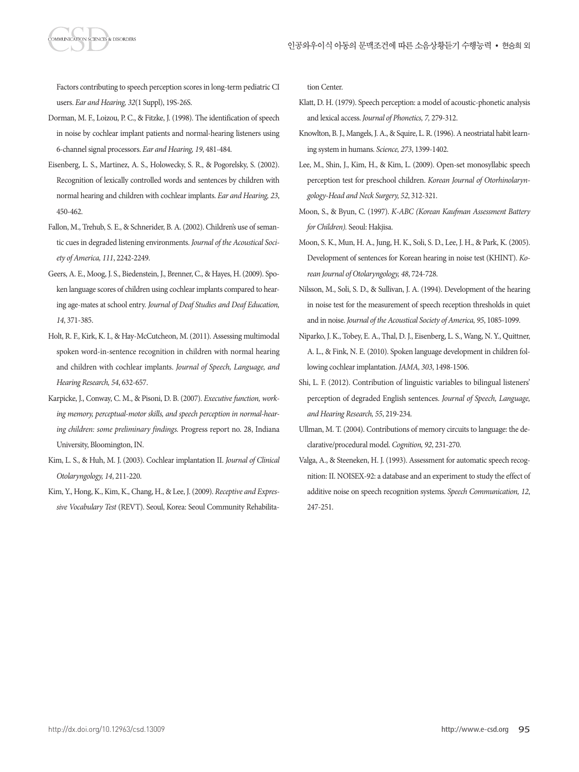Factors contributing to speech perception scores in long-term pediatric CI users. *Ear and Hearing, 32*(1 Suppl), 19S-26S.

Dorman, M. F., Loizou, P. C., & Fitzke, J. (1998). The identification of speech in noise by cochlear implant patients and normal-hearing listeners using 6-channel signal processors. *Ear and Hearing, 19*, 481-484.

Eisenberg, L. S., Martinez, A. S., Holowecky, S. R., & Pogorelsky, S. (2002). Recognition of lexically controlled words and sentences by children with normal hearing and children with cochlear implants. *Ear and Hearing, 23*, 450-462.

Fallon, M., Trehub, S. E., & Schnerider, B. A. (2002). Children's use of semantic cues in degraded listening environments. *Journal of the Acoustical Society of America, 111*, 2242-2249.

Geers, A. E., Moog, J. S., Biedenstein, J., Brenner, C., & Hayes, H. (2009). Spoken language scores of children using cochlear implants compared to hearing age-mates at school entry. *Journal of Deaf Studies and Deaf Education, 14*, 371-385.

Holt, R. F., Kirk, K. I., & Hay-McCutcheon, M. (2011). Assessing multimodal spoken word-in-sentence recognition in children with normal hearing and children with cochlear implants. *Journal of Speech, Language, and Hearing Research, 54*, 632-657.

Karpicke, J., Conway, C. M., & Pisoni, D. B. (2007). *Executive function, working memory, perceptual-motor skills, and speech perception in normal-hearing children: some preliminary findings.* Progress report no. 28, Indiana University, Bloomington, IN.

Kim, L. S., & Huh, M. J. (2003). Cochlear implantation II. *Journal of Clinical Otolaryngology, 14*, 211-220.

Kim, Y., Hong, K., Kim, K., Chang, H., & Lee, J. (2009). *Receptive and Expressive Vocabulary Test* (REVT). Seoul, Korea: Seoul Community Rehabilitation Center.

Klatt, D. H. (1979). Speech perception: a model of acoustic-phonetic analysis and lexical access. *Journal of Phonetics, 7*, 279-312.

Knowlton, B. J., Mangels, J. A., & Squire, L. R. (1996). A neostriatal habit learning system in humans. *Science, 273*, 1399-1402.

Lee, M., Shin, J., Kim, H., & Kim, L. (2009). Open-set monosyllabic speech perception test for preschool children. *Korean Journal of Otorhinolaryngology-Head and Neck Surgery, 52*, 312-321.

Moon, S., & Byun, C. (1997). *K-ABC (Korean Kaufman Assessment Battery for Children).* Seoul: Hakjisa.

Moon, S. K., Mun, H. A., Jung, H. K., Soli, S. D., Lee, J. H., & Park, K. (2005). Development of sentences for Korean hearing in noise test (KHINT). *Korean Journal of Otolaryngology, 48*, 724-728.

Nilsson, M., Soli, S. D., & Sullivan, J. A. (1994). Development of the hearing in noise test for the measurement of speech reception thresholds in quiet and in noise. *Journal of the Acoustical Society of America, 95*, 1085-1099.

Niparko, J. K., Tobey, E. A., Thal, D. J., Eisenberg, L. S., Wang, N. Y., Quittner, A. L., & Fink, N. E. (2010). Spoken language development in children following cochlear implantation. *JAMA, 303*, 1498-1506.

Shi, L. F. (2012). Contribution of linguistic variables to bilingual listeners' perception of degraded English sentences. *Journal of Speech, Language, and Hearing Research, 55*, 219-234.

Ullman, M. T. (2004). Contributions of memory circuits to language: the declarative/procedural model. *Cognition, 92*, 231-270.

Valga, A., & Steeneken, H. J. (1993). Assessment for automatic speech recognition: II. NOISEX-92: a database and an experiment to study the effect of additive noise on speech recognition systems. *Speech Communication, 12*, 247-251.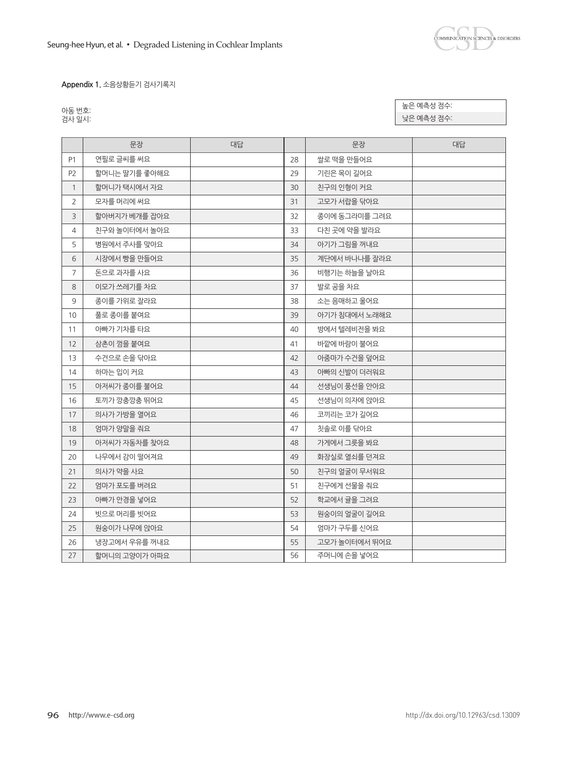**Appendix 1.** 소음상황듣기 검사기록지

아동 번호:
검사 일시:

| 높은 예측성 점수: |
|---|
| 낮은 예측성 점수: |

| | 문장 | 대답 | | 문장 | 대답 |
|---|---|---|---|---|---|
| P1 | 연필로 글씨를 써요 | | 28 | 쌀로 떡을 만들어요 | |
| P2 | 할머니는 딸기를 좋아해요 | | 29 | 기린은 목이 길어요 | |
| 1 | 할머니가 택시에서 자요 | | 30 | 친구의 인형이 커요 | |
| 2 | 모자를 머리에 써요 | | 31 | 고모가 서랍을 닦아요 | |
| 3 | 할아버지가 베개를 잡아요 | | 32 | 종이에 동그라미를 그려요 | |
| 4 | 친구와 놀이터에서 놀아요 | | 33 | 다친 곳에 약을 발라요 | |
| 5 | 병원에서 주사를 맞아요 | | 34 | 아기가 그림을 꺼내요 | |
| 6 | 시장에서 빵을 만들어요 | | 35 | 계단에서 바나나를 잘라요 | |
| 7 | 돈으로 과자를 사요 | | 36 | 비행기는 하늘을 날아요 | |
| 8 | 이모가 쓰레기를 차요 | | 37 | 발로 공을 차요 | |
| 9 | 종이를 가위로 잘라요 | | 38 | 소는 음매하고 울어요 | |
| 10 | 풀로 종이를 붙여요 | | 39 | 아기가 침대에서 노래해요 | |
| 11 | 아빠가 기차를 타요 | | 40 | 방에서 텔레비전을 봐요 | |
| 12 | 삼촌이 껌을 붙여요 | | 41 | 바깥에 바람이 불어요 | |
| 13 | 수건으로 손을 닦아요 | | 42 | 아줌마가 수건을 덮어요 | |
| 14 | 하마는 입이 커요 | | 43 | 아빠의 신발이 더러워요 | |
| 15 | 아저씨가 종이를 불어요 | | 44 | 선생님이 풍선을 안아요 | |
| 16 | 토끼가 깡충깡충 뛰어요 | | 45 | 선생님이 의자에 앉아요 | |
| 17 | 의사가 가방을 열어요 | | 46 | 코끼리는 코가 길어요 | |
| 18 | 엄마가 양말을 줘요 | | 47 | 칫솔로 이를 닦아요 | |
| 19 | 아저씨가 자동차를 찾아요 | | 48 | 가게에서 그릇을 봐요 | |
| 20 | 나무에서 감이 떨어져요 | | 49 | 화장실로 열쇠를 던져요 | |
| 21 | 의사가 약을 사요 | | 50 | 친구의 얼굴이 무서워요 | |
| 22 | 엄마가 포도를 버려요 | | 51 | 친구에게 선물을 줘요 | |
| 23 | 아빠가 안경을 넣어요 | | 52 | 학교에서 귤을 그려요 | |
| 24 | 빗으로 머리를 빗어요 | | 53 | 원숭이의 얼굴이 길어요 | |
| 25 | 원숭이가 나무에 앉아요 | | 54 | 엄마가 구두를 신어요 | |
| 26 | 냉장고에서 우유를 꺼내요 | | 55 | 고모가 놀이터에서 뛰어요 | |
| 27 | 할머니의 고양이가 아파요 | | 56 | 주머니에 손을 넣어요 | |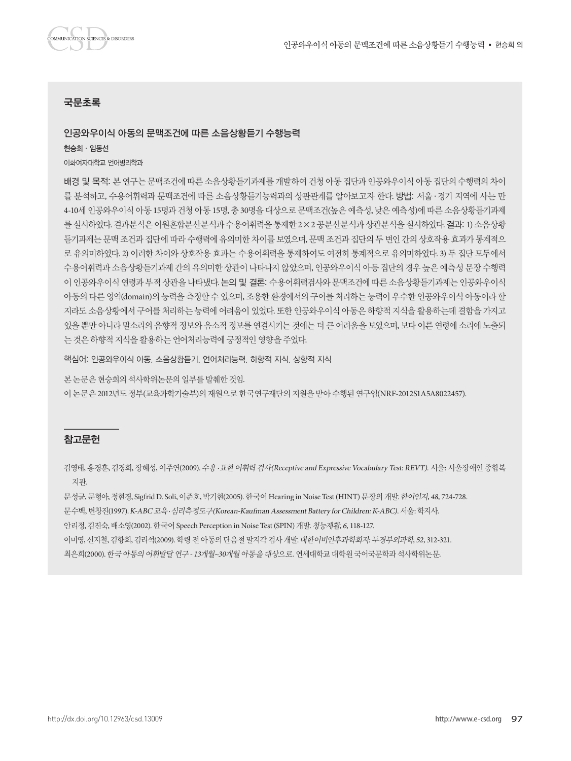## 국문초록

### 인공와우이식 아동의 문맥조건에 따른 소음상황듣기 수행능력

**현승희 · 임동선**

이화여자대학교 언어병리학과

**배경 및 목적:** 본 연구는 문맥조건에 따른 소음상황듣기과제를 개발하여 건청 아동 집단과 인공와우이식 아동 집단의 수행력의 차이를 분석하고, 수용어휘력과 문맥조건에 따른 소음상황듣기능력과의 상관관계를 알아보고자 한다. **방법:** 서울 · 경기 지역에 사는 만 4-10세 인공와우이식 아동 15명과 건청 아동 15명, 총 30명을 대상으로 문맥조건(높은 예측성, 낮은 예측성)에 따른 소음상황듣기과제를 실시하였다. 결과분석은 이원혼합분산분석과 수용어휘력을 통제한 2×2 공분산분석과 상관분석을 실시하였다. **결과:** 1) 소음상황듣기과제는 문맥 조건과 집단에 따라 수행력에 유의미한 차이를 보였으며, 문맥 조건과 집단의 두 변인 간의 상호작용 효과가 통계적으로 유의미하였다. 2) 이러한 차이와 상호작용 효과는 수용어휘력을 통제하여도 여전히 통계적으로 유의미하였다. 3) 두 집단 모두에서 수용어휘력과 소음상황듣기과제 간의 유의미한 상관이 나타나지 않았으며, 인공와우이식 아동 집단의 경우 높은 예측성 문장 수행력이 인공와우이식 연령과 부적 상관을 나타냈다. **논의 및 결론:** 수용어휘력검사와 문맥조건에 따른 소음상황듣기과제는 인공와우이식 아동의 다른 영역(domain)의 능력을 측정할 수 있으며, 조용한 환경에서의 구어를 처리하는 능력이 우수한 인공와우이식 아동이라 할지라도 소음상황에서 구어를 처리하는 능력에 어려움이 있었다. 또한 인공와우이식 아동은 하향적 지식을 활용하는데 결함을 가지고 있을 뿐만 아니라 말소리의 음향적 정보와 음소적 정보를 연결시키는 것에는 더 큰 어려움을 보였으며, 보다 이른 연령에 소리에 노출되는 것은 하향적 지식을 활용하는 언어처리능력에 긍정적인 영향을 주었다.

핵심어: 인공와우이식 아동, 소음상황듣기, 언어처리능력, 하향적 지식, 상향적 지식

본 논문은 현승희의 석사학위논문의 일부를 발췌한 것임.

이 논문은 2012년도 정부(교육과학기술부)의 재원으로 한국연구재단의 지원을 받아 수행된 연구임(NRF-2012S1A5A8022457).

## 참고문헌

김영태, 홍경훈, 김경희, 장혜성, 이주연(2009). *수용·표현 어휘력 검사(Receptive and Expressive Vocabulary Test: REVT).* 서울: 서울장애인 종합복지관.

문성균, 문형아, 정현경, Sigfrid D. Soli, 이준호, 박기현(2005). 한국어 Hearing in Noise Test (HINT) 문장의 개발. *한이인지, 48,* 724-728.

문수백, 변창진(1997). *K-ABC 교육·심리측정도구(Korean-Kaufman Assessment Battery for Children: K-ABC).* 서울: 학지사.

안리정, 김진숙, 배소영(2002). 한국어 Speech Perception in Noise Test (SPIN) 개발. *청능재활, 6,* 118-127.

이미영, 신지철, 김향희, 김리석(2009). 학령 전 아동의 단음절 말지각 검사 개발. *대한이비인후과학회지: 두경부외과학, 52,* 312-321.

최은희(2000). *한국 아동의 어휘발달 연구 - 13개월~30개월 아동을 대상으로.* 연세대학교 대학원 국어국문학과 석사학위논문.